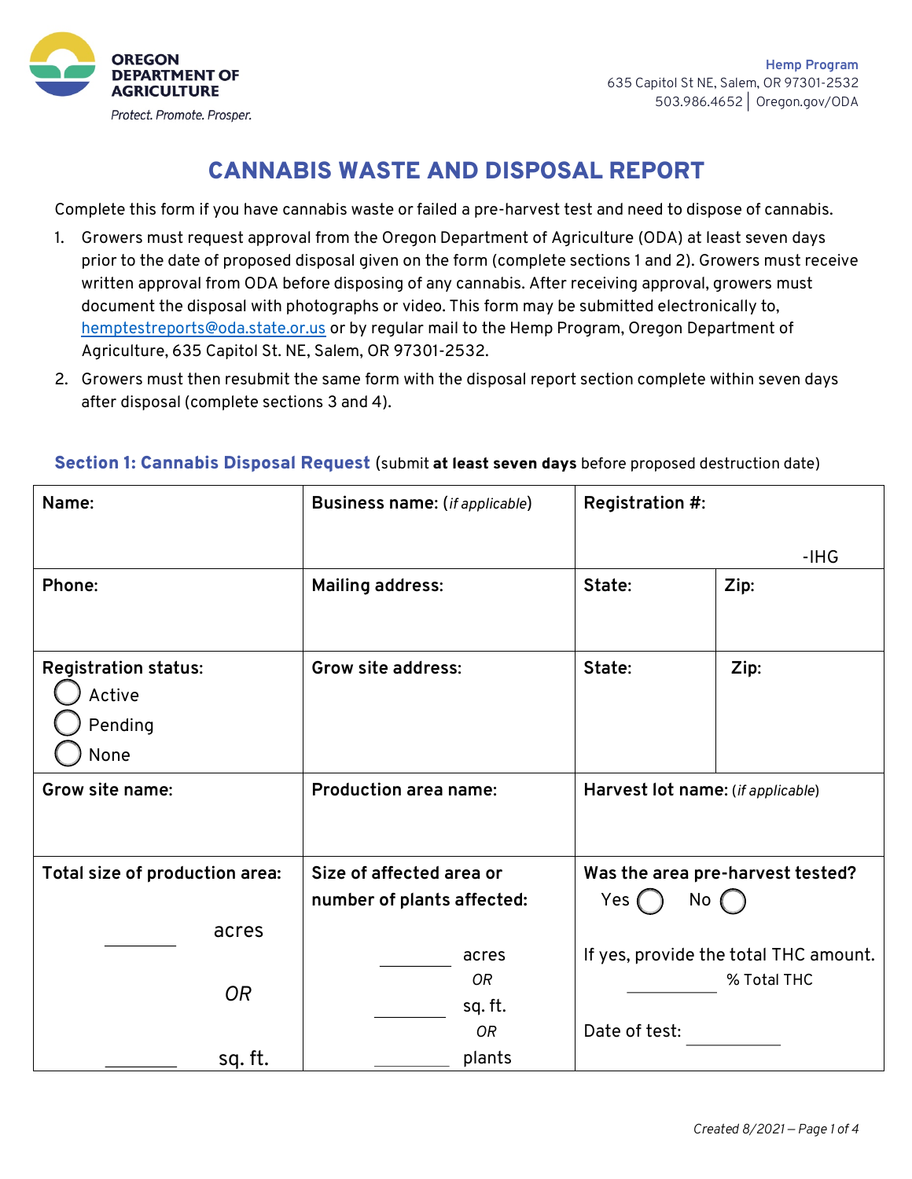**OREGON DEPARTMENT OF AGRICULTURE**
*Protect. Promote. Prosper.*

**Hemp Program**
635 Capitol St NE, Salem, OR 97301-2532
503.986.4652 | Oregon.gov/ODA

# CANNABIS WASTE AND DISPOSAL REPORT

Complete this form if you have cannabis waste or failed a pre-harvest test and need to dispose of cannabis.

1. Growers must request approval from the Oregon Department of Agriculture (ODA) at least seven days prior to the date of proposed disposal given on the form (complete sections 1 and 2). Growers must receive written approval from ODA before disposing of any cannabis. After receiving approval, growers must document the disposal with photographs or video. This form may be submitted electronically to, hemptestreports@oda.state.or.us or by regular mail to the Hemp Program, Oregon Department of Agriculture, 635 Capitol St. NE, Salem, OR 97301-2532.
2. Growers must then resubmit the same form with the disposal report section complete within seven days after disposal (complete sections 3 and 4).

## Section 1: Cannabis Disposal Request (submit **at least seven days** before proposed destruction date)

| | | | |
|---|---|---|---|
| **Name:** | **Business name:** (*if applicable*) | **Registration #:** -IHG | |
| **Phone:** | **Mailing address:** | **State:** | **Zip:** |
| **Registration status:** ◯ Active ◯ Pending ◯ None | **Grow site address:** | **State:** | **Zip:** |
| **Grow site name:** | **Production area name:** | **Harvest lot name:** (*if applicable*) | |
| **Total size of production area:** ________ acres *OR* ________ sq. ft. | **Size of affected area or number of plants affected:** ________ acres *OR* ________ sq. ft. *OR* ________ plants | **Was the area pre-harvest tested?** Yes ◯ No ◯ If yes, provide the total THC amount. ________ % Total THC Date of test: ________ | |

*Created 8/2021*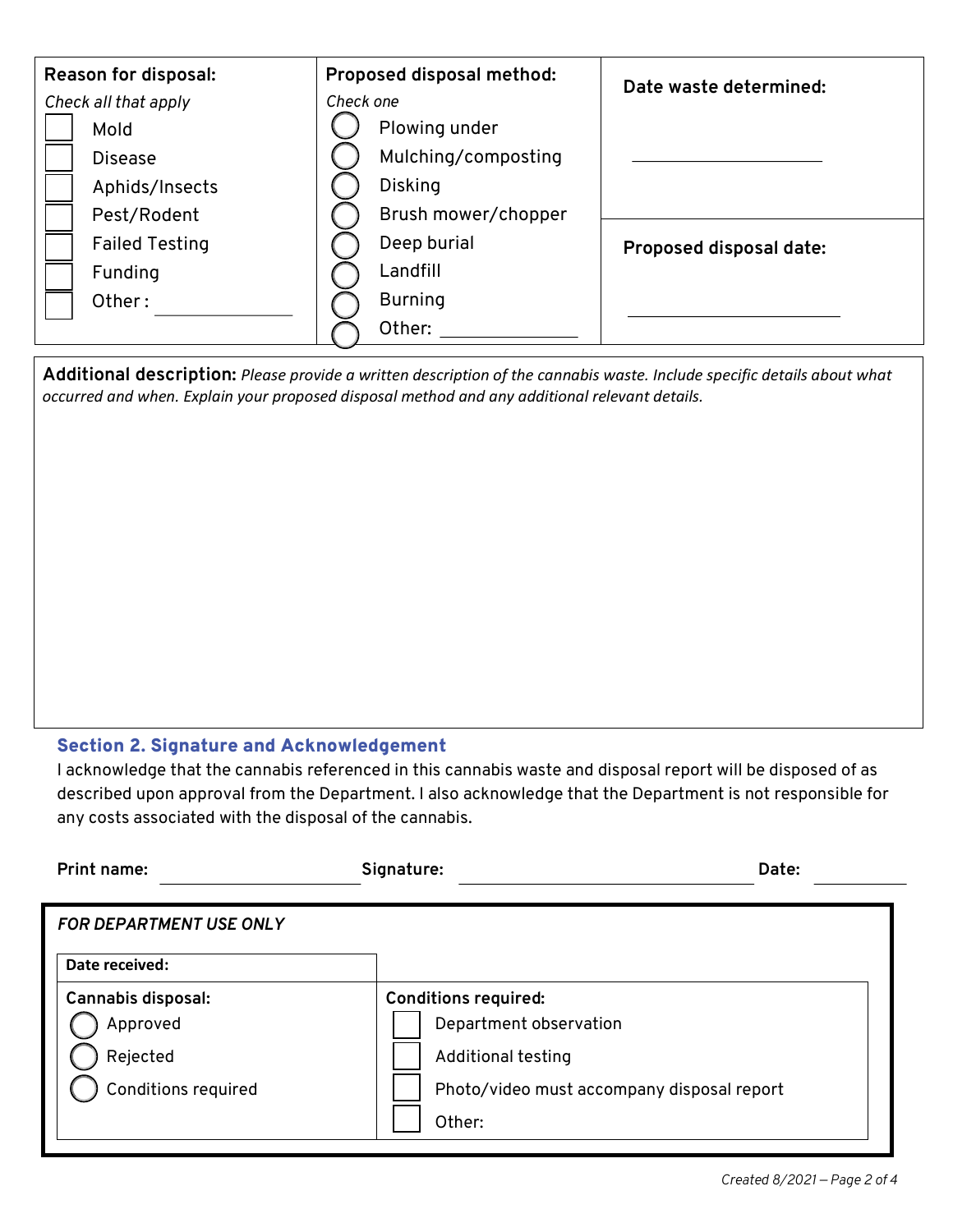| Reason for disposal: *Check all that apply* | Proposed disposal method: *Check one* | Date waste determined: |
|---|---|---|
| ☐ Mold | ◯ Plowing under | \_\_\_\_\_\_\_\_\_\_\_\_\_\_\_\_ |
| ☐ Disease | ◯ Mulching/composting | |
| ☐ Aphids/Insects | ◯ Disking | |
| ☐ Pest/Rodent | ◯ Brush mower/chopper | **Proposed disposal date:** |
| ☐ Failed Testing | ◯ Deep burial | \_\_\_\_\_\_\_\_\_\_\_\_\_\_\_\_ |
| ☐ Funding | ◯ Landfill | |
| ☐ Other: \_\_\_\_\_\_\_\_\_\_ | ◯ Burning | |
| | ◯ Other: \_\_\_\_\_\_\_\_\_\_ | |

**Additional description:** *Please provide a written description of the cannabis waste. Include specific details about what occurred and when. Explain your proposed disposal method and any additional relevant details.*

## Section 2. Signature and Acknowledgement

I acknowledge that the cannabis referenced in this cannabis waste and disposal report will be disposed of as described upon approval from the Department. I also acknowledge that the Department is not responsible for any costs associated with the disposal of the cannabis.

**Print name:** \_\_\_\_\_\_\_\_\_\_\_\_\_\_\_\_ **Signature:** \_\_\_\_\_\_\_\_\_\_\_\_\_\_\_\_\_\_\_\_\_\_\_\_ **Date:** \_\_\_\_\_\_\_\_

*FOR DEPARTMENT USE ONLY*

| Date received: | |
|---|---|
| **Cannabis disposal:** | **Conditions required:** |
| ◯ Approved | ☐ Department observation |
| ◯ Rejected | ☐ Additional testing |
| ◯ Conditions required | ☐ Photo/video must accompany disposal report |
| | ☐ Other: |

*Created 8/2021*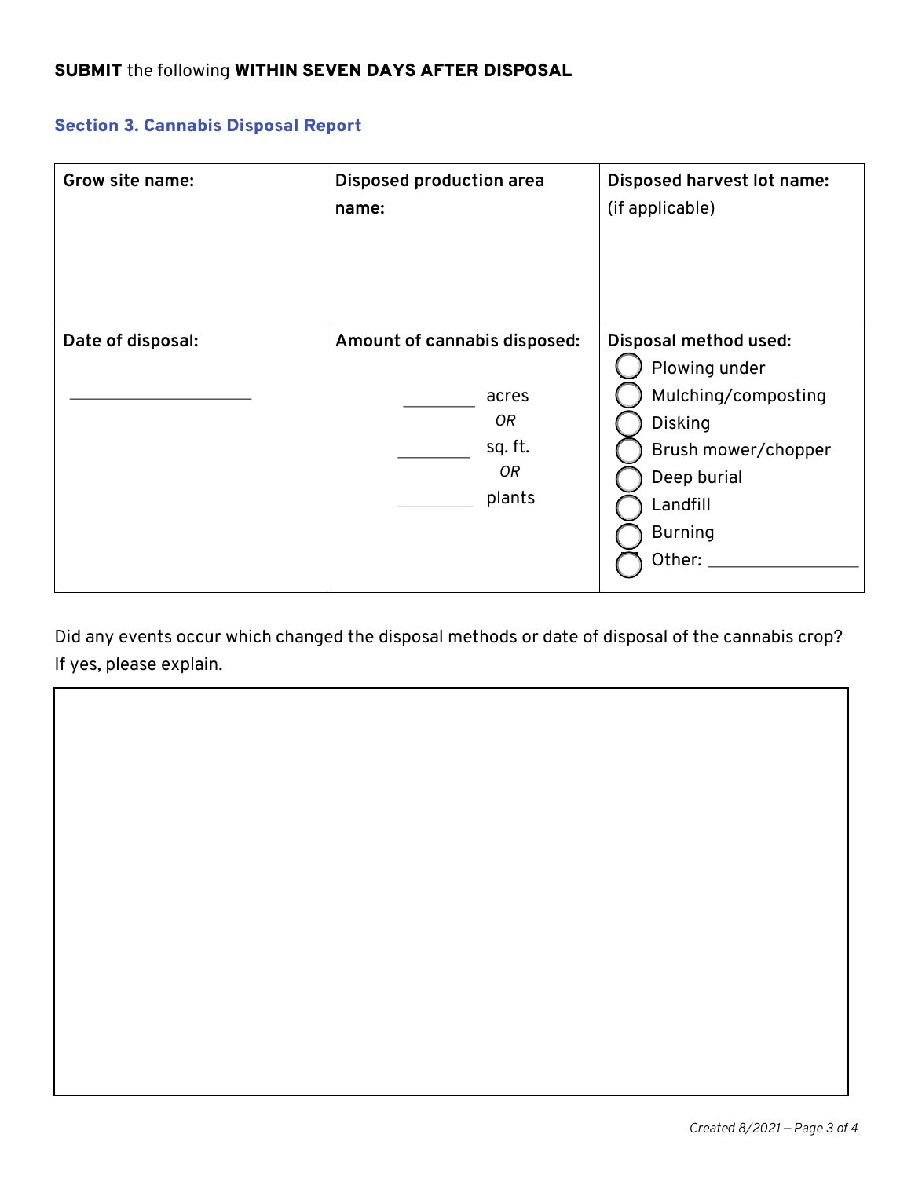**SUBMIT** the following **WITHIN SEVEN DAYS AFTER DISPOSAL**

## Section 3. Cannabis Disposal Report

| **Grow site name:** | **Disposed production area name:** | **Disposed harvest lot name:** (if applicable) |
|---|---|---|
| **Date of disposal:** ____________________ | **Amount of cannabis disposed:** ________ acres *OR* ________ sq. ft. *OR* ________ plants | **Disposal method used:** ◯ Plowing under ◯ Mulching/composting ◯ Disking ◯ Brush mower/chopper ◯ Deep burial ◯ Landfill ◯ Burning ◯ Other: ________________ |

Did any events occur which changed the disposal methods or date of disposal of the cannabis crop? If yes, please explain.

| |
|---|
| |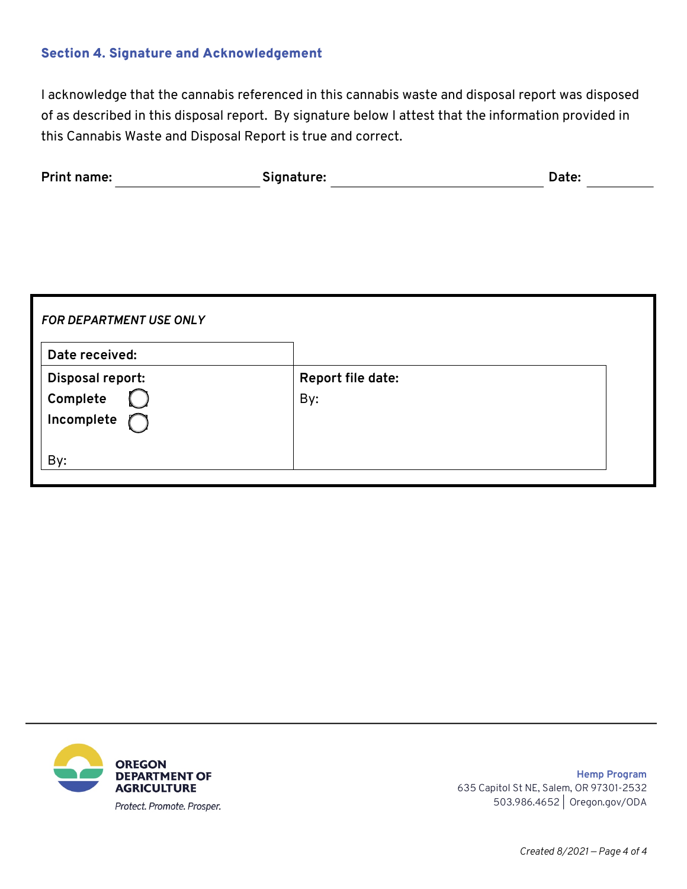### Section 4. Signature and Acknowledgement

I acknowledge that the cannabis referenced in this cannabis waste and disposal report was disposed of as described in this disposal report. By signature below I attest that the information provided in this Cannabis Waste and Disposal Report is true and correct.

**Print name:** ____________________ **Signature:** ______________________________ **Date:** __________

*FOR DEPARTMENT USE ONLY*

| | |
|---|---|
| **Date received:** | |
| **Disposal report:**<br>**Complete** ◯<br>**Incomplete** ◯<br><br>By: | **Report file date:**<br>By: |

**OREGON DEPARTMENT OF AGRICULTURE**
*Protect. Promote. Prosper.*

**Hemp Program**
635 Capitol St NE, Salem, OR 97301-2532
503.986.4652 | Oregon.gov/ODA

*Created 8/2021*